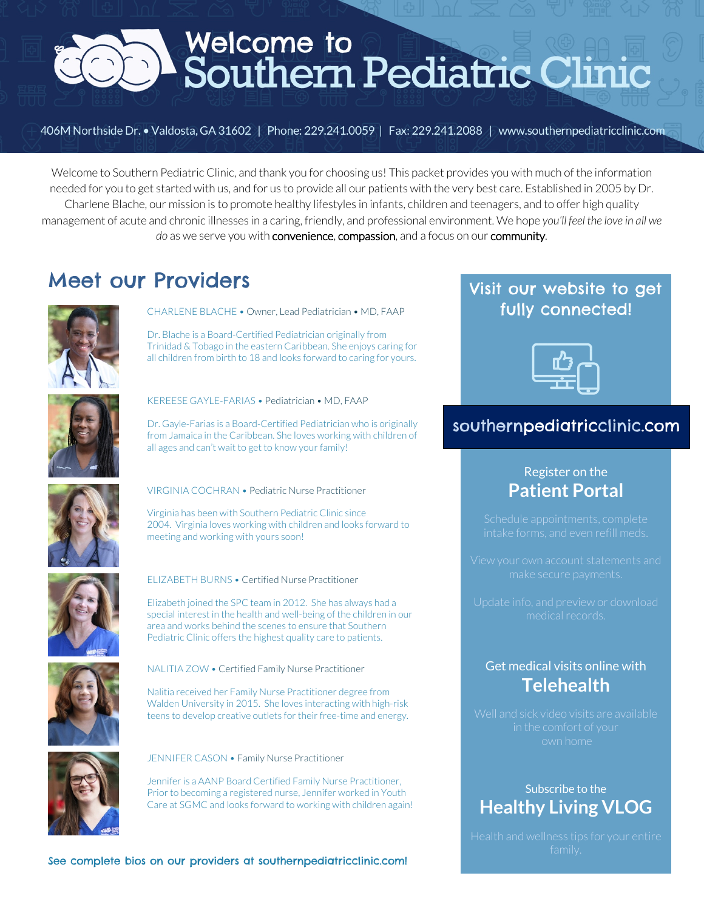# Welcome to Southern Pediatric Clinic

406M Northside Dr. • Valdosta, GA 31602 | Phone: 229.241.0059 | Fax: 229.241.2088 | www.southernpediatricclinic.com

Welcome to Southern Pediatric Clinic, and thank you for choosing us! This packet provides you with much of the information needed for you to get started with us, and for us to provide all our patients with the very best care. Established in 2005 by Dr. Charlene Blache, our mission is to promote healthy lifestyles in infants, children and teenagers, and to offer high quality management of acute and chronic illnesses in a caring, friendly, and professional environment. We hope *you'll feel the love in all we do* as we serve you with convenience, compassion, and a focus on our community.

## Meet our Providers

CHARLENE BLACHE • Owner, Lead Pediatrician • MD, FAAP

Dr. Blache is a Board-Certified Pediatrician originally from Trinidad & Tobago in the eastern Caribbean. She enjoys caring for all children from birth to 18 and looks forward to caring for yours.

KEREESE GAYLE-FARIAS • Pediatrician • MD, FAAP

Dr. Gayle-Farias is a Board-Certified Pediatrician who is originally from Jamaica in the Caribbean. She loves working with children of all ages and can't wait to get to know your family!

VIRGINIA COCHRAN • Pediatric Nurse Practitioner

Virginia has been with Southern Pediatric Clinic since 2004. Virginia loves working with children and looks forward to meeting and working with yours soon!

ELIZABETH BURNS • Certified Nurse Practitioner

Elizabeth joined the SPC team in 2012. She has always had a special interest in the health and well-being of the children in our area and works behind the scenes to ensure that Southern Pediatric Clinic offers the highest quality care to patients.

NALITIA ZOW • Certified Family Nurse Practitioner

Nalitia received her Family Nurse Practitioner degree from Walden University in 2015. She loves interacting with high-risk teens to develop creative outlets for their free-time and energy.

JENNIFER CASON • Family Nurse Practitioner

Jennifer is a AANP Board Certified Family Nurse Practitioner, Prior to becoming a registered nurse, Jennifer worked in Youth Care at SGMC and looks forward to working with children again!

See complete bios on our providers at southernpediatricclinic.com!

## Visit our website to get fully connected!

**southernpediatricclinic.com**

Register on the
### Patient Portal

Schedule appointments, complete intake forms, and even refill meds.

View your own account statements and make secure payments.

Update info, and preview or download medical records.

Get medical visits online with
### Telehealth

Well and sick video visits are available in the comfort of your own home

Subscribe to the
### Healthy Living VLOG

Health and wellness tips for your entire family.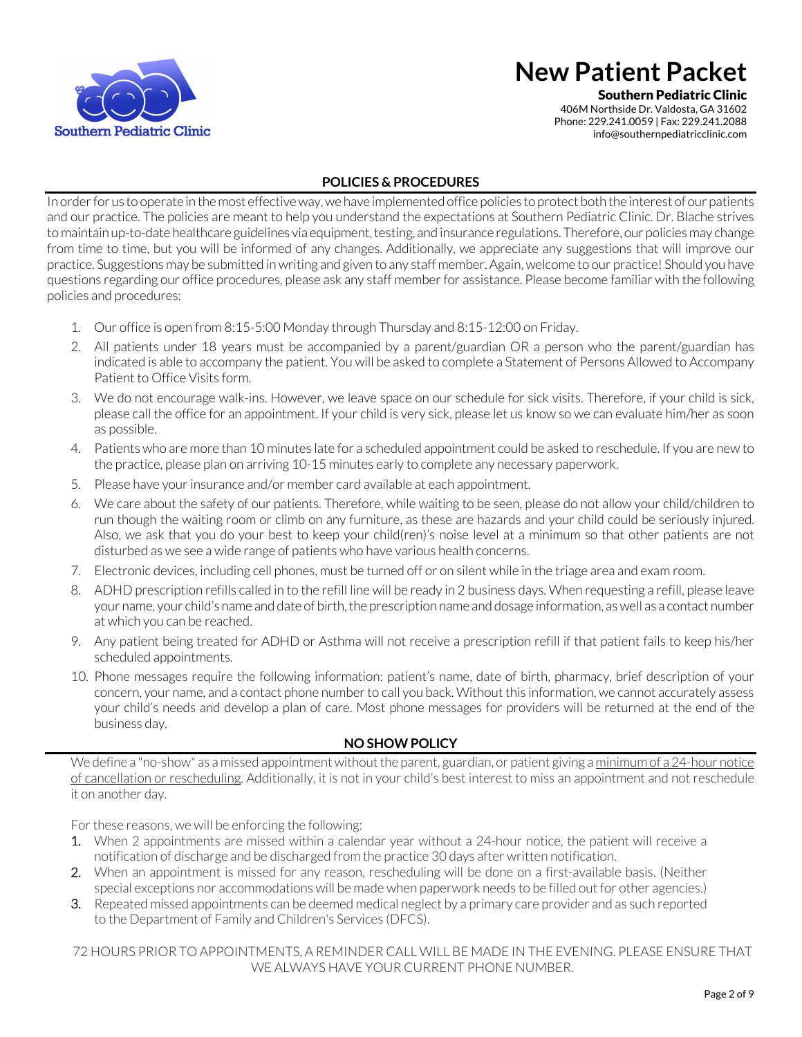# New Patient Packet

**Southern Pediatric Clinic**
406M Northside Dr. Valdosta, GA 31602
Phone: 229.241.0059 | Fax: 229.241.2088
info@southernpediatricclinic.com

## POLICIES & PROCEDURES

In order for us to operate in the most effective way, we have implemented office policies to protect both the interest of our patients and our practice. The policies are meant to help you understand the expectations at Southern Pediatric Clinic. Dr. Blache strives to maintain up-to-date healthcare guidelines via equipment, testing, and insurance regulations. Therefore, our policies may change from time to time, but you will be informed of any changes. Additionally, we appreciate any suggestions that will improve our practice. Suggestions may be submitted in writing and given to any staff member. Again, welcome to our practice! Should you have questions regarding our office procedures, please ask any staff member for assistance. Please become familiar with the following policies and procedures:

1. Our office is open from 8:15-5:00 Monday through Thursday and 8:15-12:00 on Friday.
2. All patients under 18 years must be accompanied by a parent/guardian OR a person who the parent/guardian has indicated is able to accompany the patient. You will be asked to complete a Statement of Persons Allowed to Accompany Patient to Office Visits form.
3. We do not encourage walk-ins. However, we leave space on our schedule for sick visits. Therefore, if your child is sick, please call the office for an appointment. If your child is very sick, please let us know so we can evaluate him/her as soon as possible.
4. Patients who are more than 10 minutes late for a scheduled appointment could be asked to reschedule. If you are new to the practice, please plan on arriving 10-15 minutes early to complete any necessary paperwork.
5. Please have your insurance and/or member card available at each appointment.
6. We care about the safety of our patients. Therefore, while waiting to be seen, please do not allow your child/children to run though the waiting room or climb on any furniture, as these are hazards and your child could be seriously injured. Also, we ask that you do your best to keep your child(ren)'s noise level at a minimum so that other patients are not disturbed as we see a wide range of patients who have various health concerns.
7. Electronic devices, including cell phones, must be turned off or on silent while in the triage area and exam room.
8. ADHD prescription refills called in to the refill line will be ready in 2 business days. When requesting a refill, please leave your name, your child's name and date of birth, the prescription name and dosage information, as well as a contact number at which you can be reached.
9. Any patient being treated for ADHD or Asthma will not receive a prescription refill if that patient fails to keep his/her scheduled appointments.
10. Phone messages require the following information: patient's name, date of birth, pharmacy, brief description of your concern, your name, and a contact phone number to call you back. Without this information, we cannot accurately assess your child's needs and develop a plan of care. Most phone messages for providers will be returned at the end of the business day.

## NO SHOW POLICY

We define a "no-show" as a missed appointment without the parent, guardian, or patient giving a minimum of a 24-hour notice of cancellation or rescheduling. Additionally, it is not in your child's best interest to miss an appointment and not reschedule it on another day.

For these reasons, we will be enforcing the following:

1. When 2 appointments are missed within a calendar year without a 24-hour notice, the patient will receive a notification of discharge and be discharged from the practice 30 days after written notification.
2. When an appointment is missed for any reason, rescheduling will be done on a first-available basis. (Neither special exceptions nor accommodations will be made when paperwork needs to be filled out for other agencies.)
3. Repeated missed appointments can be deemed medical neglect by a primary care provider and as such reported to the Department of Family and Children's Services (DFCS).

72 HOURS PRIOR TO APPOINTMENTS, A REMINDER CALL WILL BE MADE IN THE EVENING. PLEASE ENSURE THAT WE ALWAYS HAVE YOUR CURRENT PHONE NUMBER.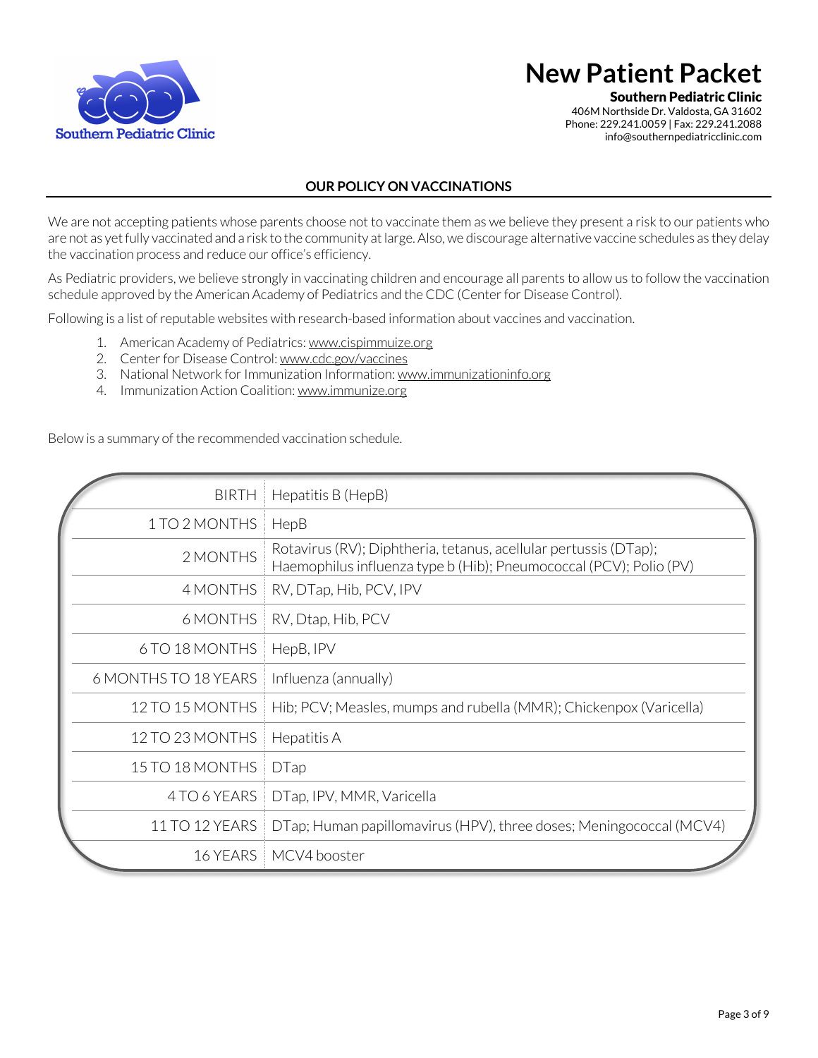# New Patient Packet

**Southern Pediatric Clinic**
406M Northside Dr. Valdosta, GA 31602
Phone: 229.241.0059 | Fax: 229.241.2088
info@southernpediatricclinic.com

## OUR POLICY ON VACCINATIONS

We are not accepting patients whose parents choose not to vaccinate them as we believe they present a risk to our patients who are not as yet fully vaccinated and a risk to the community at large. Also, we discourage alternative vaccine schedules as they delay the vaccination process and reduce our office's efficiency.

As Pediatric providers, we believe strongly in vaccinating children and encourage all parents to allow us to follow the vaccination schedule approved by the American Academy of Pediatrics and the CDC (Center for Disease Control).

Following is a list of reputable websites with research-based information about vaccines and vaccination.

1. American Academy of Pediatrics: www.cispimmuize.org
2. Center for Disease Control: www.cdc.gov/vaccines
3. National Network for Immunization Information: www.immunizationinfo.org
4. Immunization Action Coalition: www.immunize.org

Below is a summary of the recommended vaccination schedule.

| Age | Vaccines |
|---|---|
| BIRTH | Hepatitis B (HepB) |
| 1 TO 2 MONTHS | HepB |
| 2 MONTHS | Rotavirus (RV); Diphtheria, tetanus, acellular pertussis (DTap); Haemophilus influenza type b (Hib); Pneumococcal (PCV); Polio (PV) |
| 4 MONTHS | RV, DTap, Hib, PCV, IPV |
| 6 MONTHS | RV, Dtap, Hib, PCV |
| 6 TO 18 MONTHS | HepB, IPV |
| 6 MONTHS TO 18 YEARS | Influenza (annually) |
| 12 TO 15 MONTHS | Hib; PCV; Measles, mumps and rubella (MMR); Chickenpox (Varicella) |
| 12 TO 23 MONTHS | Hepatitis A |
| 15 TO 18 MONTHS | DTap |
| 4 TO 6 YEARS | DTap, IPV, MMR, Varicella |
| 11 TO 12 YEARS | DTap; Human papillomavirus (HPV), three doses; Meningococcal (MCV4) |
| 16 YEARS | MCV4 booster |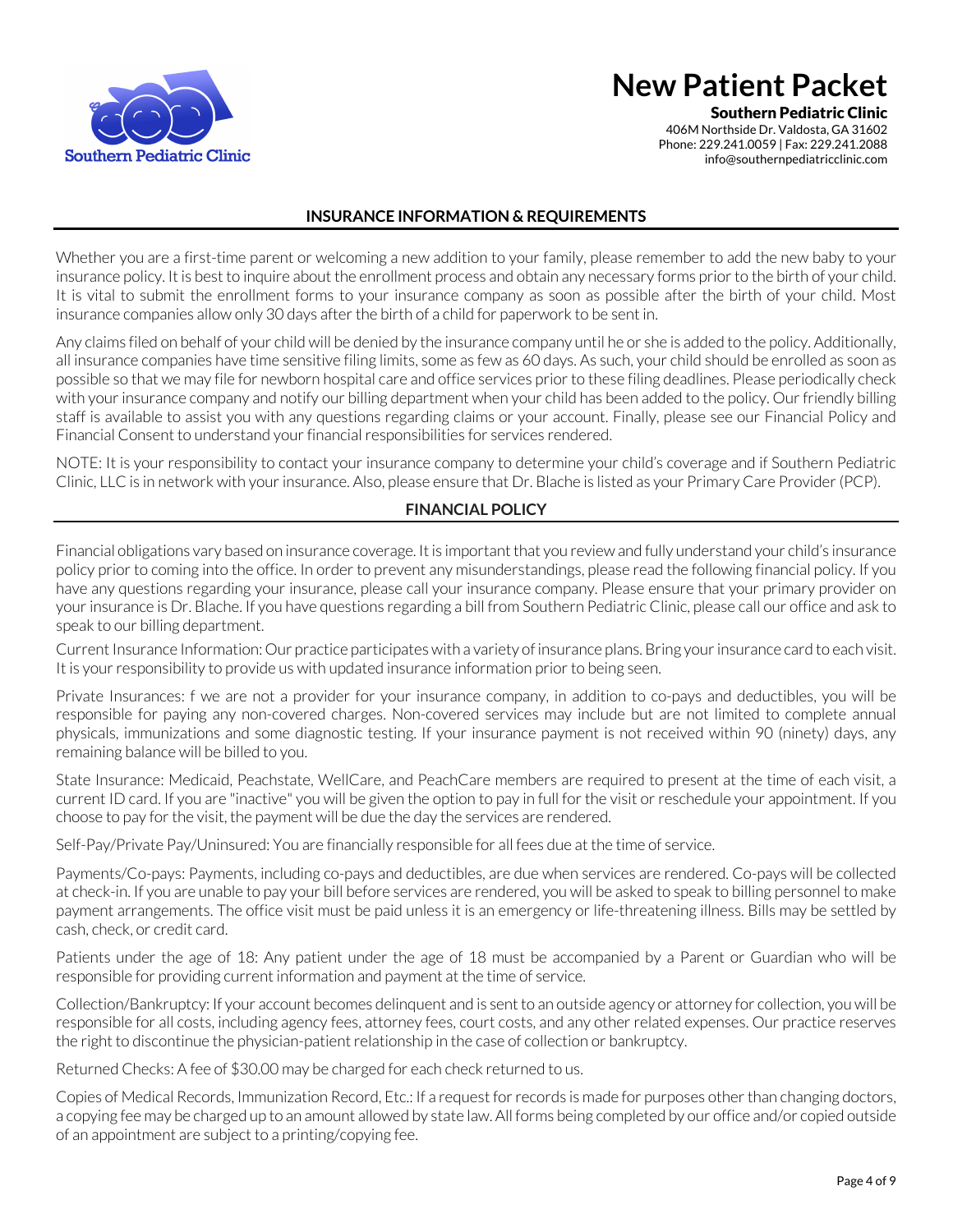# New Patient Packet

**Southern Pediatric Clinic**
406M Northside Dr. Valdosta, GA 31602
Phone: 229.241.0059 | Fax: 229.241.2088
info@southernpediatricclinic.com

## INSURANCE INFORMATION & REQUIREMENTS

Whether you are a first-time parent or welcoming a new addition to your family, please remember to add the new baby to your insurance policy. It is best to inquire about the enrollment process and obtain any necessary forms prior to the birth of your child. It is vital to submit the enrollment forms to your insurance company as soon as possible after the birth of your child. Most insurance companies allow only 30 days after the birth of a child for paperwork to be sent in.

Any claims filed on behalf of your child will be denied by the insurance company until he or she is added to the policy. Additionally, all insurance companies have time sensitive filing limits, some as few as 60 days. As such, your child should be enrolled as soon as possible so that we may file for newborn hospital care and office services prior to these filing deadlines. Please periodically check with your insurance company and notify our billing department when your child has been added to the policy. Our friendly billing staff is available to assist you with any questions regarding claims or your account. Finally, please see our Financial Policy and Financial Consent to understand your financial responsibilities for services rendered.

NOTE: It is your responsibility to contact your insurance company to determine your child's coverage and if Southern Pediatric Clinic, LLC is in network with your insurance. Also, please ensure that Dr. Blache is listed as your Primary Care Provider (PCP).

## FINANCIAL POLICY

Financial obligations vary based on insurance coverage. It is important that you review and fully understand your child's insurance policy prior to coming into the office. In order to prevent any misunderstandings, please read the following financial policy. If you have any questions regarding your insurance, please call your insurance company. Please ensure that your primary provider on your insurance is Dr. Blache. If you have questions regarding a bill from Southern Pediatric Clinic, please call our office and ask to speak to our billing department.

Current Insurance Information: Our practice participates with a variety of insurance plans. Bring your insurance card to each visit. It is your responsibility to provide us with updated insurance information prior to being seen.

Private Insurances: f we are not a provider for your insurance company, in addition to co-pays and deductibles, you will be responsible for paying any non-covered charges. Non-covered services may include but are not limited to complete annual physicals, immunizations and some diagnostic testing. If your insurance payment is not received within 90 (ninety) days, any remaining balance will be billed to you.

State Insurance: Medicaid, Peachstate, WellCare, and PeachCare members are required to present at the time of each visit, a current ID card. If you are "inactive" you will be given the option to pay in full for the visit or reschedule your appointment. If you choose to pay for the visit, the payment will be due the day the services are rendered.

Self-Pay/Private Pay/Uninsured: You are financially responsible for all fees due at the time of service.

Payments/Co-pays: Payments, including co-pays and deductibles, are due when services are rendered. Co-pays will be collected at check-in. If you are unable to pay your bill before services are rendered, you will be asked to speak to billing personnel to make payment arrangements. The office visit must be paid unless it is an emergency or life-threatening illness. Bills may be settled by cash, check, or credit card.

Patients under the age of 18: Any patient under the age of 18 must be accompanied by a Parent or Guardian who will be responsible for providing current information and payment at the time of service.

Collection/Bankruptcy: If your account becomes delinquent and is sent to an outside agency or attorney for collection, you will be responsible for all costs, including agency fees, attorney fees, court costs, and any other related expenses. Our practice reserves the right to discontinue the physician-patient relationship in the case of collection or bankruptcy.

Returned Checks: A fee of $30.00 may be charged for each check returned to us.

Copies of Medical Records, Immunization Record, Etc.: If a request for records is made for purposes other than changing doctors, a copying fee may be charged up to an amount allowed by state law. All forms being completed by our office and/or copied outside of an appointment are subject to a printing/copying fee.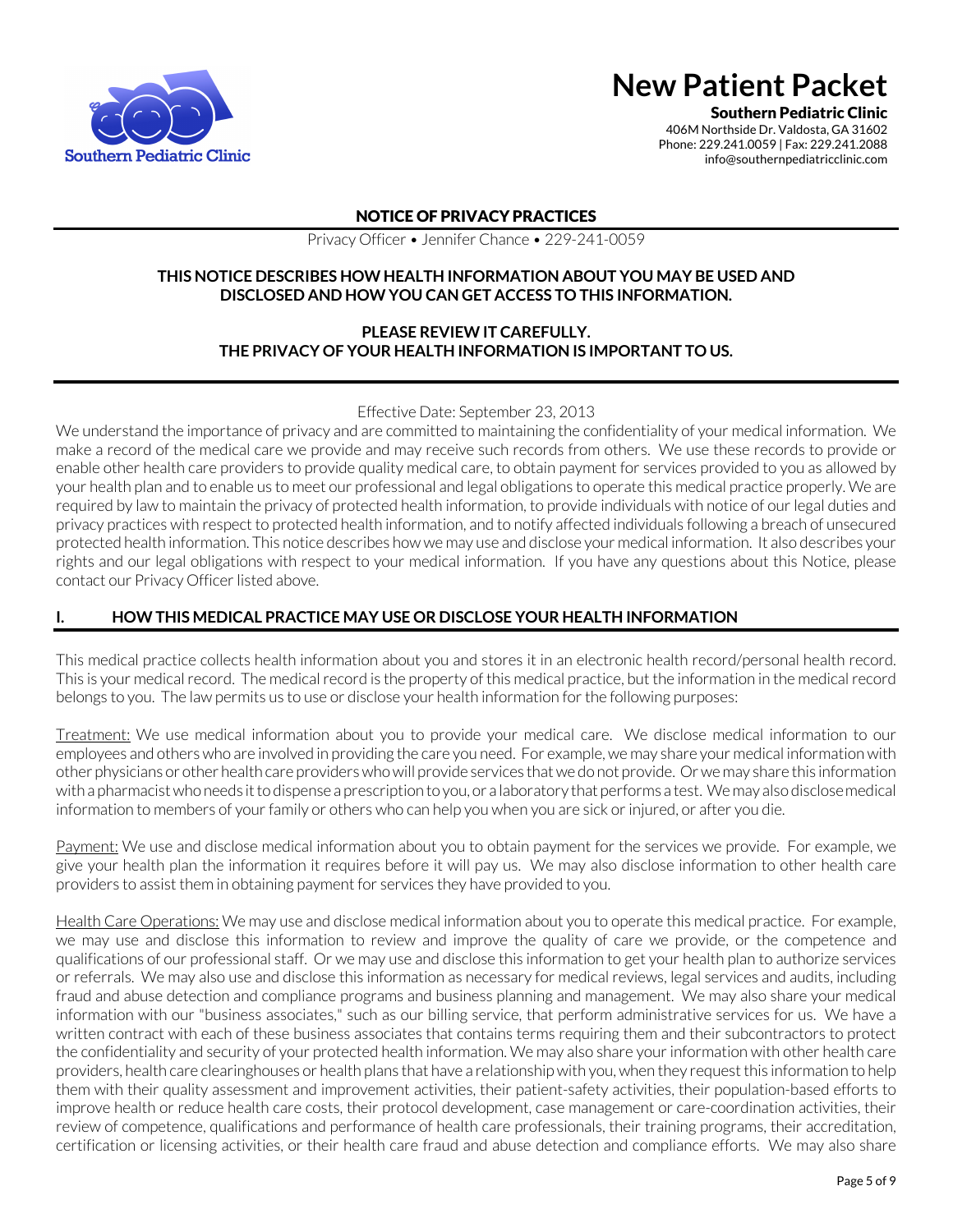# New Patient Packet

**Southern Pediatric Clinic**
406M Northside Dr. Valdosta, GA 31602
Phone: 229.241.0059 | Fax: 229.241.2088
info@southernpediatricclinic.com

## NOTICE OF PRIVACY PRACTICES

Privacy Officer • Jennifer Chance • 229-241-0059

**THIS NOTICE DESCRIBES HOW HEALTH INFORMATION ABOUT YOU MAY BE USED AND DISCLOSED AND HOW YOU CAN GET ACCESS TO THIS INFORMATION.**

**PLEASE REVIEW IT CAREFULLY. THE PRIVACY OF YOUR HEALTH INFORMATION IS IMPORTANT TO US.**

Effective Date: September 23, 2013

We understand the importance of privacy and are committed to maintaining the confidentiality of your medical information. We make a record of the medical care we provide and may receive such records from others. We use these records to provide or enable other health care providers to provide quality medical care, to obtain payment for services provided to you as allowed by your health plan and to enable us to meet our professional and legal obligations to operate this medical practice properly. We are required by law to maintain the privacy of protected health information, to provide individuals with notice of our legal duties and privacy practices with respect to protected health information, and to notify affected individuals following a breach of unsecured protected health information. This notice describes how we may use and disclose your medical information. It also describes your rights and our legal obligations with respect to your medical information. If you have any questions about this Notice, please contact our Privacy Officer listed above.

### I. HOW THIS MEDICAL PRACTICE MAY USE OR DISCLOSE YOUR HEALTH INFORMATION

This medical practice collects health information about you and stores it in an electronic health record/personal health record. This is your medical record. The medical record is the property of this medical practice, but the information in the medical record belongs to you. The law permits us to use or disclose your health information for the following purposes:

<u>Treatment:</u> We use medical information about you to provide your medical care. We disclose medical information to our employees and others who are involved in providing the care you need. For example, we may share your medical information with other physicians or other health care providers who will provide services that we do not provide. Or we may share this information with a pharmacist who needs it to dispense a prescription to you, or a laboratory that performs a test. We may also disclose medical information to members of your family or others who can help you when you are sick or injured, or after you die.

<u>Payment:</u> We use and disclose medical information about you to obtain payment for the services we provide. For example, we give your health plan the information it requires before it will pay us. We may also disclose information to other health care providers to assist them in obtaining payment for services they have provided to you.

<u>Health Care Operations:</u> We may use and disclose medical information about you to operate this medical practice. For example, we may use and disclose this information to review and improve the quality of care we provide, or the competence and qualifications of our professional staff. Or we may use and disclose this information to get your health plan to authorize services or referrals. We may also use and disclose this information as necessary for medical reviews, legal services and audits, including fraud and abuse detection and compliance programs and business planning and management. We may also share your medical information with our "business associates," such as our billing service, that perform administrative services for us. We have a written contract with each of these business associates that contains terms requiring them and their subcontractors to protect the confidentiality and security of your protected health information. We may also share your information with other health care providers, health care clearinghouses or health plans that have a relationship with you, when they request this information to help them with their quality assessment and improvement activities, their patient-safety activities, their population-based efforts to improve health or reduce health care costs, their protocol development, case management or care-coordination activities, their review of competence, qualifications and performance of health care professionals, their training programs, their accreditation, certification or licensing activities, or their health care fraud and abuse detection and compliance efforts. We may also share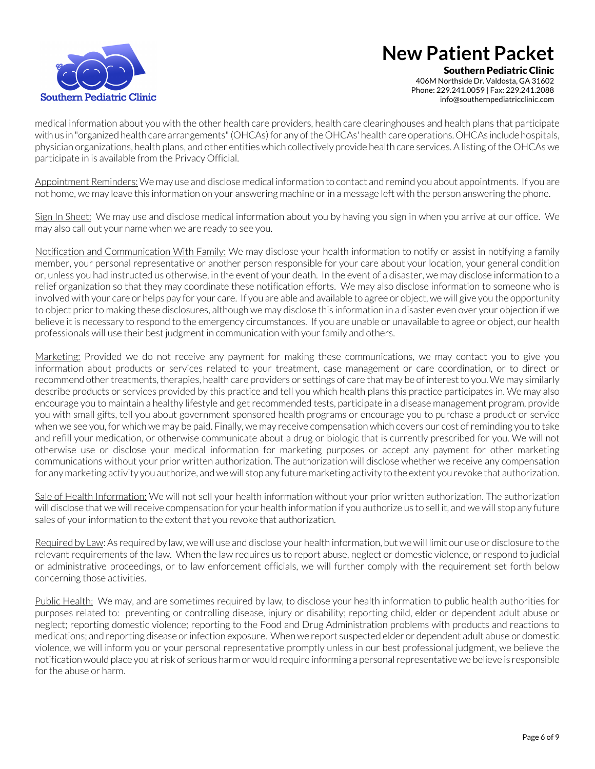medical information about you with the other health care providers, health care clearinghouses and health plans that participate with us in "organized health care arrangements" (OHCAs) for any of the OHCAs' health care operations. OHCAs include hospitals, physician organizations, health plans, and other entities which collectively provide health care services. A listing of the OHCAs we participate in is available from the Privacy Official.

Appointment Reminders: We may use and disclose medical information to contact and remind you about appointments. If you are not home, we may leave this information on your answering machine or in a message left with the person answering the phone.

Sign In Sheet: We may use and disclose medical information about you by having you sign in when you arrive at our office. We may also call out your name when we are ready to see you.

Notification and Communication With Family: We may disclose your health information to notify or assist in notifying a family member, your personal representative or another person responsible for your care about your location, your general condition or, unless you had instructed us otherwise, in the event of your death. In the event of a disaster, we may disclose information to a relief organization so that they may coordinate these notification efforts. We may also disclose information to someone who is involved with your care or helps pay for your care. If you are able and available to agree or object, we will give you the opportunity to object prior to making these disclosures, although we may disclose this information in a disaster even over your objection if we believe it is necessary to respond to the emergency circumstances. If you are unable or unavailable to agree or object, our health professionals will use their best judgment in communication with your family and others.

Marketing: Provided we do not receive any payment for making these communications, we may contact you to give you information about products or services related to your treatment, case management or care coordination, or to direct or recommend other treatments, therapies, health care providers or settings of care that may be of interest to you. We may similarly describe products or services provided by this practice and tell you which health plans this practice participates in. We may also encourage you to maintain a healthy lifestyle and get recommended tests, participate in a disease management program, provide you with small gifts, tell you about government sponsored health programs or encourage you to purchase a product or service when we see you, for which we may be paid. Finally, we may receive compensation which covers our cost of reminding you to take and refill your medication, or otherwise communicate about a drug or biologic that is currently prescribed for you. We will not otherwise use or disclose your medical information for marketing purposes or accept any payment for other marketing communications without your prior written authorization. The authorization will disclose whether we receive any compensation for any marketing activity you authorize, and we will stop any future marketing activity to the extent you revoke that authorization.

Sale of Health Information: We will not sell your health information without your prior written authorization. The authorization will disclose that we will receive compensation for your health information if you authorize us to sell it, and we will stop any future sales of your information to the extent that you revoke that authorization.

Required by Law: As required by law, we will use and disclose your health information, but we will limit our use or disclosure to the relevant requirements of the law. When the law requires us to report abuse, neglect or domestic violence, or respond to judicial or administrative proceedings, or to law enforcement officials, we will further comply with the requirement set forth below concerning those activities.

Public Health: We may, and are sometimes required by law, to disclose your health information to public health authorities for purposes related to: preventing or controlling disease, injury or disability; reporting child, elder or dependent adult abuse or neglect; reporting domestic violence; reporting to the Food and Drug Administration problems with products and reactions to medications; and reporting disease or infection exposure. When we report suspected elder or dependent adult abuse or domestic violence, we will inform you or your personal representative promptly unless in our best professional judgment, we believe the notification would place you at risk of serious harm or would require informing a personal representative we believe is responsible for the abuse or harm.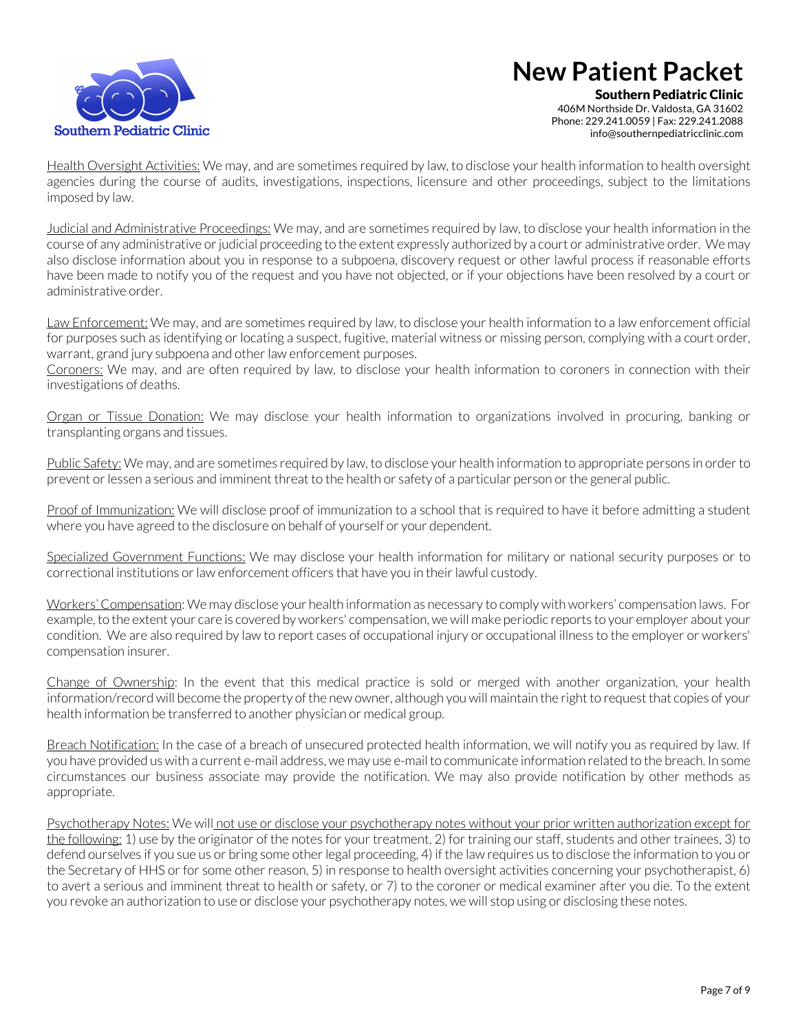Health Oversight Activities: We may, and are sometimes required by law, to disclose your health information to health oversight agencies during the course of audits, investigations, inspections, licensure and other proceedings, subject to the limitations imposed by law.

Judicial and Administrative Proceedings: We may, and are sometimes required by law, to disclose your health information in the course of any administrative or judicial proceeding to the extent expressly authorized by a court or administrative order. We may also disclose information about you in response to a subpoena, discovery request or other lawful process if reasonable efforts have been made to notify you of the request and you have not objected, or if your objections have been resolved by a court or administrative order.

Law Enforcement: We may, and are sometimes required by law, to disclose your health information to a law enforcement official for purposes such as identifying or locating a suspect, fugitive, material witness or missing person, complying with a court order, warrant, grand jury subpoena and other law enforcement purposes.

Coroners: We may, and are often required by law, to disclose your health information to coroners in connection with their investigations of deaths.

Organ or Tissue Donation: We may disclose your health information to organizations involved in procuring, banking or transplanting organs and tissues.

Public Safety: We may, and are sometimes required by law, to disclose your health information to appropriate persons in order to prevent or lessen a serious and imminent threat to the health or safety of a particular person or the general public.

Proof of Immunization: We will disclose proof of immunization to a school that is required to have it before admitting a student where you have agreed to the disclosure on behalf of yourself or your dependent.

Specialized Government Functions: We may disclose your health information for military or national security purposes or to correctional institutions or law enforcement officers that have you in their lawful custody.

Workers' Compensation: We may disclose your health information as necessary to comply with workers' compensation laws. For example, to the extent your care is covered by workers' compensation, we will make periodic reports to your employer about your condition. We are also required by law to report cases of occupational injury or occupational illness to the employer or workers' compensation insurer.

Change of Ownership: In the event that this medical practice is sold or merged with another organization, your health information/record will become the property of the new owner, although you will maintain the right to request that copies of your health information be transferred to another physician or medical group.

Breach Notification: In the case of a breach of unsecured protected health information, we will notify you as required by law. If you have provided us with a current e-mail address, we may use e-mail to communicate information related to the breach. In some circumstances our business associate may provide the notification. We may also provide notification by other methods as appropriate.

Psychotherapy Notes: We will not use or disclose your psychotherapy notes without your prior written authorization except for the following: 1) use by the originator of the notes for your treatment, 2) for training our staff, students and other trainees, 3) to defend ourselves if you sue us or bring some other legal proceeding, 4) if the law requires us to disclose the information to you or the Secretary of HHS or for some other reason, 5) in response to health oversight activities concerning your psychotherapist, 6) to avert a serious and imminent threat to health or safety, or 7) to the coroner or medical examiner after you die. To the extent you revoke an authorization to use or disclose your psychotherapy notes, we will stop using or disclosing these notes.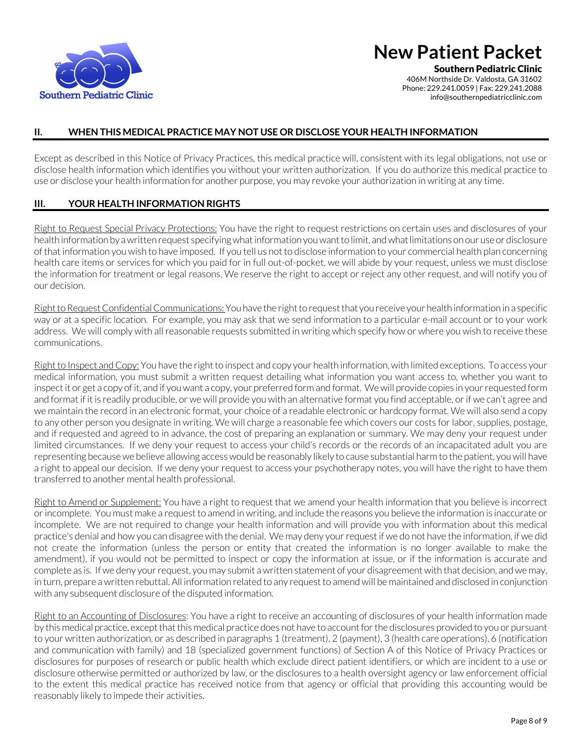## II. WHEN THIS MEDICAL PRACTICE MAY NOT USE OR DISCLOSE YOUR HEALTH INFORMATION

Except as described in this Notice of Privacy Practices, this medical practice will, consistent with its legal obligations, not use or disclose health information which identifies you without your written authorization. If you do authorize this medical practice to use or disclose your health information for another purpose, you may revoke your authorization in writing at any time.

## III. YOUR HEALTH INFORMATION RIGHTS

Right to Request Special Privacy Protections: You have the right to request restrictions on certain uses and disclosures of your health information by a written request specifying what information you want to limit, and what limitations on our use or disclosure of that information you wish to have imposed. If you tell us not to disclose information to your commercial health plan concerning health care items or services for which you paid for in full out-of-pocket, we will abide by your request, unless we must disclose the information for treatment or legal reasons. We reserve the right to accept or reject any other request, and will notify you of our decision.

Right to Request Confidential Communications: You have the right to request that you receive your health information in a specific way or at a specific location. For example, you may ask that we send information to a particular e-mail account or to your work address. We will comply with all reasonable requests submitted in writing which specify how or where you wish to receive these communications.

Right to Inspect and Copy: You have the right to inspect and copy your health information, with limited exceptions. To access your medical information, you must submit a written request detailing what information you want access to, whether you want to inspect it or get a copy of it, and if you want a copy, your preferred form and format. We will provide copies in your requested form and format if it is readily producible, or we will provide you with an alternative format you find acceptable, or if we can't agree and we maintain the record in an electronic format, your choice of a readable electronic or hardcopy format. We will also send a copy to any other person you designate in writing. We will charge a reasonable fee which covers our costs for labor, supplies, postage, and if requested and agreed to in advance, the cost of preparing an explanation or summary. We may deny your request under limited circumstances. If we deny your request to access your child's records or the records of an incapacitated adult you are representing because we believe allowing access would be reasonably likely to cause substantial harm to the patient, you will have a right to appeal our decision. If we deny your request to access your psychotherapy notes, you will have the right to have them transferred to another mental health professional.

Right to Amend or Supplement: You have a right to request that we amend your health information that you believe is incorrect or incomplete. You must make a request to amend in writing, and include the reasons you believe the information is inaccurate or incomplete. We are not required to change your health information and will provide you with information about this medical practice's denial and how you can disagree with the denial. We may deny your request if we do not have the information, if we did not create the information (unless the person or entity that created the information is no longer available to make the amendment), if you would not be permitted to inspect or copy the information at issue, or if the information is accurate and complete as is. If we deny your request, you may submit a written statement of your disagreement with that decision, and we may, in turn, prepare a written rebuttal. All information related to any request to amend will be maintained and disclosed in conjunction with any subsequent disclosure of the disputed information.

Right to an Accounting of Disclosures: You have a right to receive an accounting of disclosures of your health information made by this medical practice, except that this medical practice does not have to account for the disclosures provided to you or pursuant to your written authorization, or as described in paragraphs 1 (treatment), 2 (payment), 3 (health care operations), 6 (notification and communication with family) and 18 (specialized government functions) of Section A of this Notice of Privacy Practices or disclosures for purposes of research or public health which exclude direct patient identifiers, or which are incident to a use or disclosure otherwise permitted or authorized by law, or the disclosures to a health oversight agency or law enforcement official to the extent this medical practice has received notice from that agency or official that providing this accounting would be reasonably likely to impede their activities.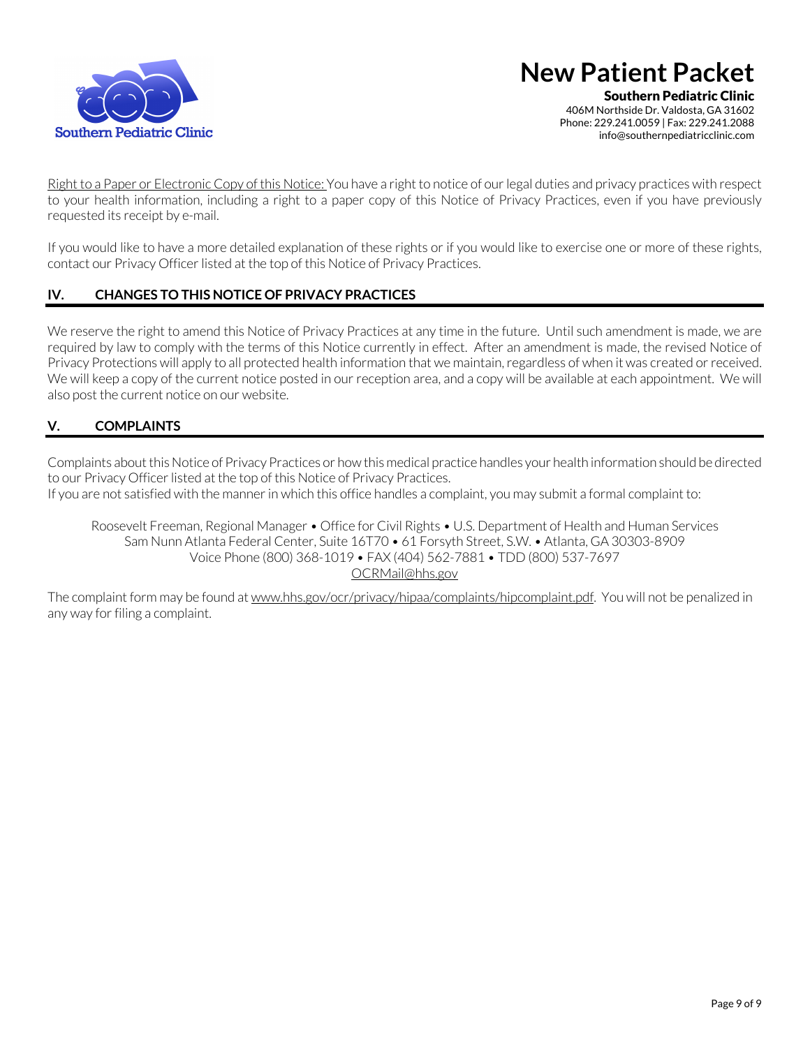Right to a Paper or Electronic Copy of this Notice: You have a right to notice of our legal duties and privacy practices with respect to your health information, including a right to a paper copy of this Notice of Privacy Practices, even if you have previously requested its receipt by e-mail.

If you would like to have a more detailed explanation of these rights or if you would like to exercise one or more of these rights, contact our Privacy Officer listed at the top of this Notice of Privacy Practices.

## IV. CHANGES TO THIS NOTICE OF PRIVACY PRACTICES

We reserve the right to amend this Notice of Privacy Practices at any time in the future. Until such amendment is made, we are required by law to comply with the terms of this Notice currently in effect. After an amendment is made, the revised Notice of Privacy Protections will apply to all protected health information that we maintain, regardless of when it was created or received. We will keep a copy of the current notice posted in our reception area, and a copy will be available at each appointment. We will also post the current notice on our website.

## V. COMPLAINTS

Complaints about this Notice of Privacy Practices or how this medical practice handles your health information should be directed to our Privacy Officer listed at the top of this Notice of Privacy Practices.
If you are not satisfied with the manner in which this office handles a complaint, you may submit a formal complaint to:

Roosevelt Freeman, Regional Manager • Office for Civil Rights • U.S. Department of Health and Human Services
Sam Nunn Atlanta Federal Center, Suite 16T70 • 61 Forsyth Street, S.W. • Atlanta, GA 30303-8909
Voice Phone (800) 368-1019 • FAX (404) 562-7881 • TDD (800) 537-7697
OCRMail@hhs.gov

The complaint form may be found at www.hhs.gov/ocr/privacy/hipaa/complaints/hipcomplaint.pdf. You will not be penalized in any way for filing a complaint.